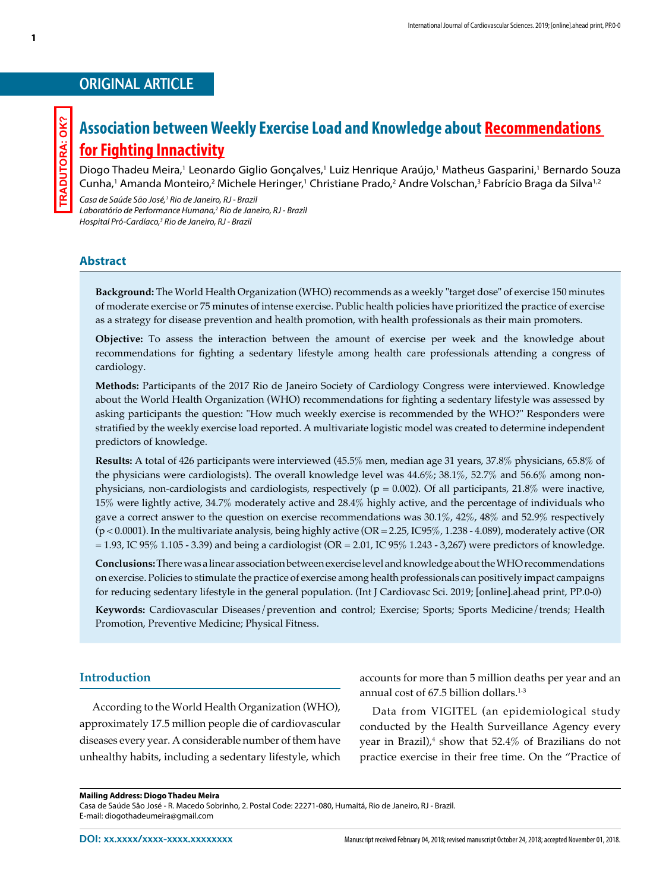ORIGINAL ARTICLE

TRADUTORA: OK?

# Association between Weekly Exercise Load and Knowledge about Recommendations for Fighting Innactivity

Diogo Thadeu Meira,[1] Leonardo Giglio Gonçalves,[1] Luiz Henrique Araújo,[1] Matheus Gasparini,[1] Bernardo Souza Cunha,[1] Amanda Monteiro,[2] Michele Heringer,[1] Christiane Prado,[2] Andre Volschan,[3] Fabrício Braga da Silva[1,2]

*Casa de Saúde São José,[1] Rio de Janeiro, RJ - Brazil*
*Laboratório de Performance Humana,[2] Rio de Janeiro, RJ - Brazil*
*Hospital Pró-Cardíaco,[3] Rio de Janeiro, RJ - Brazil*

## Abstract

**Background:** The World Health Organization (WHO) recommends as a weekly "target dose" of exercise 150 minutes of moderate exercise or 75 minutes of intense exercise. Public health policies have prioritized the practice of exercise as a strategy for disease prevention and health promotion, with health professionals as their main promoters.

**Objective:** To assess the interaction between the amount of exercise per week and the knowledge about recommendations for fighting a sedentary lifestyle among health care professionals attending a congress of cardiology.

**Methods:** Participants of the 2017 Rio de Janeiro Society of Cardiology Congress were interviewed. Knowledge about the World Health Organization (WHO) recommendations for fighting a sedentary lifestyle was assessed by asking participants the question: "How much weekly exercise is recommended by the WHO?" Responders were stratified by the weekly exercise load reported. A multivariate logistic model was created to determine independent predictors of knowledge.

**Results:** A total of 426 participants were interviewed (45.5% men, median age 31 years, 37.8% physicians, 65.8% of the physicians were cardiologists). The overall knowledge level was 44.6%; 38.1%, 52.7% and 56.6% among non-physicians, non-cardiologists and cardiologists, respectively ($p = 0.002$). Of all participants, 21.8% were inactive, 15% were lightly active, 34.7% moderately active and 28.4% highly active, and the percentage of individuals who gave a correct answer to the question on exercise recommendations was 30.1%, 42%, 48% and 52.9% respectively ($p < 0.0001$). In the multivariate analysis, being highly active (OR = 2.25, IC95%, 1.238 - 4.089), moderately active (OR = 1.93, IC 95% 1.105 - 3.39) and being a cardiologist (OR = 2.01, IC 95% 1.243 - 3,267) were predictors of knowledge.

**Conclusions:** There was a linear association between exercise level and knowledge about the WHO recommendations on exercise. Policies to stimulate the practice of exercise among health professionals can positively impact campaigns for reducing sedentary lifestyle in the general population. (Int J Cardiovasc Sci. 2019; [online].ahead print, PP.0-0)

**Keywords:** Cardiovascular Diseases/prevention and control; Exercise; Sports; Sports Medicine/trends; Health Promotion, Preventive Medicine; Physical Fitness.

## Introduction

According to the World Health Organization (WHO), approximately 17.5 million people die of cardiovascular diseases every year. A considerable number of them have unhealthy habits, including a sedentary lifestyle, which accounts for more than 5 million deaths per year and an annual cost of 67.5 billion dollars.[1-3]

Data from VIGITEL (an epidemiological study conducted by the Health Surveillance Agency every year in Brazil),[4] show that 52.4% of Brazilians do not practice exercise in their free time. On the "Practice of

**Mailing Address: Diogo Thadeu Meira**
Casa de Saúde São José - R. Macedo Sobrinho, 2. Postal Code: 22271-080, Humaitá, Rio de Janeiro, RJ - Brazil.
E-mail: diogothadeumeira@gmail.com

DOI: xx.xxxx/xxxx-xxxx.xxxxxxxx

Manuscript received February 04, 2018; revised manuscript October 24, 2018; accepted November 01, 2018.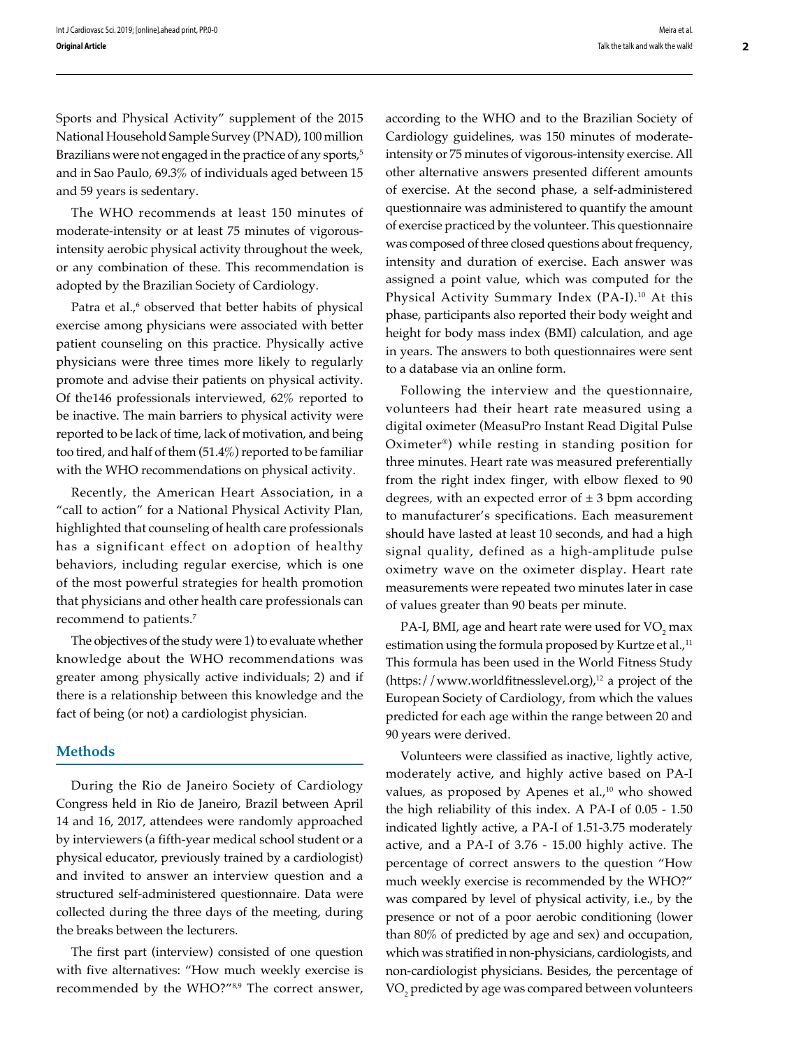Sports and Physical Activity" supplement of the 2015 National Household Sample Survey (PNAD), 100 million Brazilians were not engaged in the practice of any sports,[5] and in Sao Paulo, 69.3% of individuals aged between 15 and 59 years is sedentary.

The WHO recommends at least 150 minutes of moderate-intensity or at least 75 minutes of vigorous-intensity aerobic physical activity throughout the week, or any combination of these. This recommendation is adopted by the Brazilian Society of Cardiology.

Patra et al.,[6] observed that better habits of physical exercise among physicians were associated with better patient counseling on this practice. Physically active physicians were three times more likely to regularly promote and advise their patients on physical activity. Of the146 professionals interviewed, 62% reported to be inactive. The main barriers to physical activity were reported to be lack of time, lack of motivation, and being too tired, and half of them (51.4%) reported to be familiar with the WHO recommendations on physical activity.

Recently, the American Heart Association, in a "call to action" for a National Physical Activity Plan, highlighted that counseling of health care professionals has a significant effect on adoption of healthy behaviors, including regular exercise, which is one of the most powerful strategies for health promotion that physicians and other health care professionals can recommend to patients.[7]

The objectives of the study were 1) to evaluate whether knowledge about the WHO recommendations was greater among physically active individuals; 2) and if there is a relationship between this knowledge and the fact of being (or not) a cardiologist physician.

## Methods

During the Rio de Janeiro Society of Cardiology Congress held in Rio de Janeiro, Brazil between April 14 and 16, 2017, attendees were randomly approached by interviewers (a fifth-year medical school student or a physical educator, previously trained by a cardiologist) and invited to answer an interview question and a structured self-administered questionnaire. Data were collected during the three days of the meeting, during the breaks between the lecturers.

The first part (interview) consisted of one question with five alternatives: "How much weekly exercise is recommended by the WHO?"[8,9] The correct answer, according to the WHO and to the Brazilian Society of Cardiology guidelines, was 150 minutes of moderate-intensity or 75 minutes of vigorous-intensity exercise. All other alternative answers presented different amounts of exercise. At the second phase, a self-administered questionnaire was administered to quantify the amount of exercise practiced by the volunteer. This questionnaire was composed of three closed questions about frequency, intensity and duration of exercise. Each answer was assigned a point value, which was computed for the Physical Activity Summary Index (PA-I).[10] At this phase, participants also reported their body weight and height for body mass index (BMI) calculation, and age in years. The answers to both questionnaires were sent to a database via an online form.

Following the interview and the questionnaire, volunteers had their heart rate measured using a digital oximeter (MeasuPro Instant Read Digital Pulse Oximeter®) while resting in standing position for three minutes. Heart rate was measured preferentially from the right index finger, with elbow flexed to 90 degrees, with an expected error of ± 3 bpm according to manufacturer's specifications. Each measurement should have lasted at least 10 seconds, and had a high signal quality, defined as a high-amplitude pulse oximetry wave on the oximeter display. Heart rate measurements were repeated two minutes later in case of values greater than 90 beats per minute.

PA-I, BMI, age and heart rate were used for $VO_2$ max estimation using the formula proposed by Kurtze et al.,[11] This formula has been used in the World Fitness Study (https://www.worldfitnesslevel.org),[12] a project of the European Society of Cardiology, from which the values predicted for each age within the range between 20 and 90 years were derived.

Volunteers were classified as inactive, lightly active, moderately active, and highly active based on PA-I values, as proposed by Apenes et al.,[10] who showed the high reliability of this index. A PA-I of 0.05 - 1.50 indicated lightly active, a PA-I of 1.51-3.75 moderately active, and a PA-I of 3.76 - 15.00 highly active. The percentage of correct answers to the question "How much weekly exercise is recommended by the WHO?" was compared by level of physical activity, i.e., by the presence or not of a poor aerobic conditioning (lower than 80% of predicted by age and sex) and occupation, which was stratified in non-physicians, cardiologists, and non-cardiologist physicians. Besides, the percentage of $VO_2$ predicted by age was compared between volunteers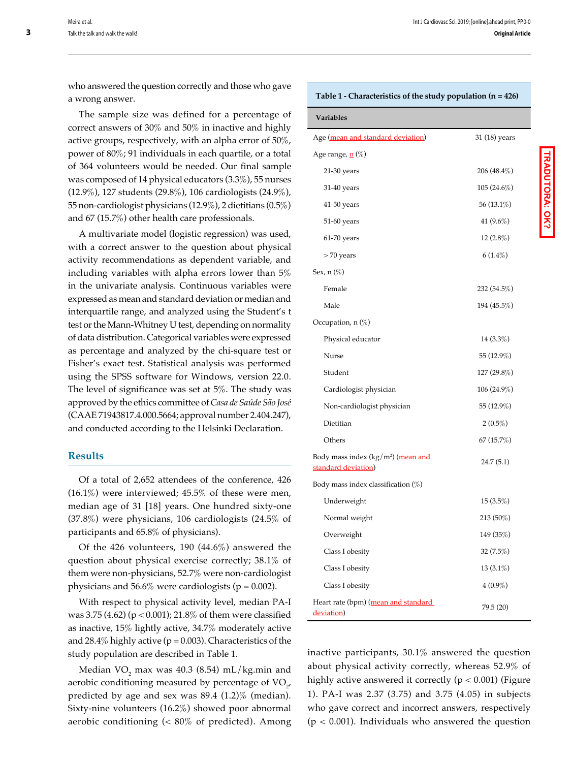who answered the question correctly and those who gave a wrong answer.

The sample size was defined for a percentage of correct answers of 30% and 50% in inactive and highly active groups, respectively, with an alpha error of 50%, power of 80%; 91 individuals in each quartile, or a total of 364 volunteers would be needed. Our final sample was composed of 14 physical educators (3.3%), 55 nurses (12.9%), 127 students (29.8%), 106 cardiologists (24.9%), 55 non-cardiologist physicians (12.9%), 2 dietitians (0.5%) and 67 (15.7%) other health care professionals.

A multivariate model (logistic regression) was used, with a correct answer to the question about physical activity recommendations as dependent variable, and including variables with alpha errors lower than 5% in the univariate analysis. Continuous variables were expressed as mean and standard deviation or median and interquartile range, and analyzed using the Student's t test or the Mann-Whitney U test, depending on normality of data distribution. Categorical variables were expressed as percentage and analyzed by the chi-square test or Fisher's exact test. Statistical analysis was performed using the SPSS software for Windows, version 22.0. The level of significance was set at 5%. The study was approved by the ethics committee of *Casa de Saúde São José* (CAAE 71943817.4.000.5664; approval number 2.404.247), and conducted according to the Helsinki Declaration.

## Results

Of a total of 2,652 attendees of the conference, 426 (16.1%) were interviewed; 45.5% of these were men, median age of 31 [18] years. One hundred sixty-one (37.8%) were physicians, 106 cardiologists (24.5% of participants and 65.8% of physicians).

Of the 426 volunteers, 190 (44.6%) answered the question about physical exercise correctly; 38.1% of them were non-physicians, 52.7% were non-cardiologist physicians and 56.6% were cardiologists ($p = 0.002$).

With respect to physical activity level, median PA-I was 3.75 (4.62) ($p < 0.001$); 21.8% of them were classified as inactive, 15% lightly active, 34.7% moderately active and 28.4% highly active ($p = 0.003$). Characteristics of the study population are described in Table 1.

Median $VO_2$ max was 40.3 (8.54) mL/kg.min and aerobic conditioning measured by percentage of $VO_2$, predicted by age and sex was 89.4 (1.2)% (median). Sixty-nine volunteers (16.2%) showed poor abnormal aerobic conditioning (< 80% of predicted). Among inactive participants, 30.1% answered the question about physical activity correctly, whereas 52.9% of highly active answered it correctly ($p < 0.001$) (Figure 1). PA-I was 2.37 (3.75) and 3.75 (4.05) in subjects who gave correct and incorrect answers, respectively ($p < 0.001$). Individuals who answered the question

**Table 1 - Characteristics of the study population (n = 426)**

| Variables | |
|---|---|
| Age (mean and standard deviation) | 31 (18) years |
| Age range, n (%) | |
| 21-30 years | 206 (48.4%) |
| 31-40 years | 105 (24.6%) |
| 41-50 years | 56 (13.1%) |
| 51-60 years | 41 (9.6%) |
| 61-70 years | 12 (2.8%) |
| > 70 years | 6 (1.4%) |
| Sex, n (%) | |
| Female | 232 (54.5%) |
| Male | 194 (45.5%) |
| Occupation, n (%) | |
| Physical educator | 14 (3.3%) |
| Nurse | 55 (12.9%) |
| Student | 127 (29.8%) |
| Cardiologist physician | 106 (24.9%) |
| Non-cardiologist physician | 55 (12.9%) |
| Dietitian | 2 (0.5%) |
| Others | 67 (15.7%) |
| Body mass index ($kg/m^2$) (mean and standard deviation) | 24.7 (5.1) |
| Body mass index classification (%) | |
| Underweight | 15 (3.5%) |
| Normal weight | 213 (50%) |
| Overweight | 149 (35%) |
| Class I obesity | 32 (7.5%) |
| Class I obesity | 13 (3.1%) |
| Class I obesity | 4 (0.9%) |
| Heart rate (bpm) (mean and standard deviation) | 79.5 (20) |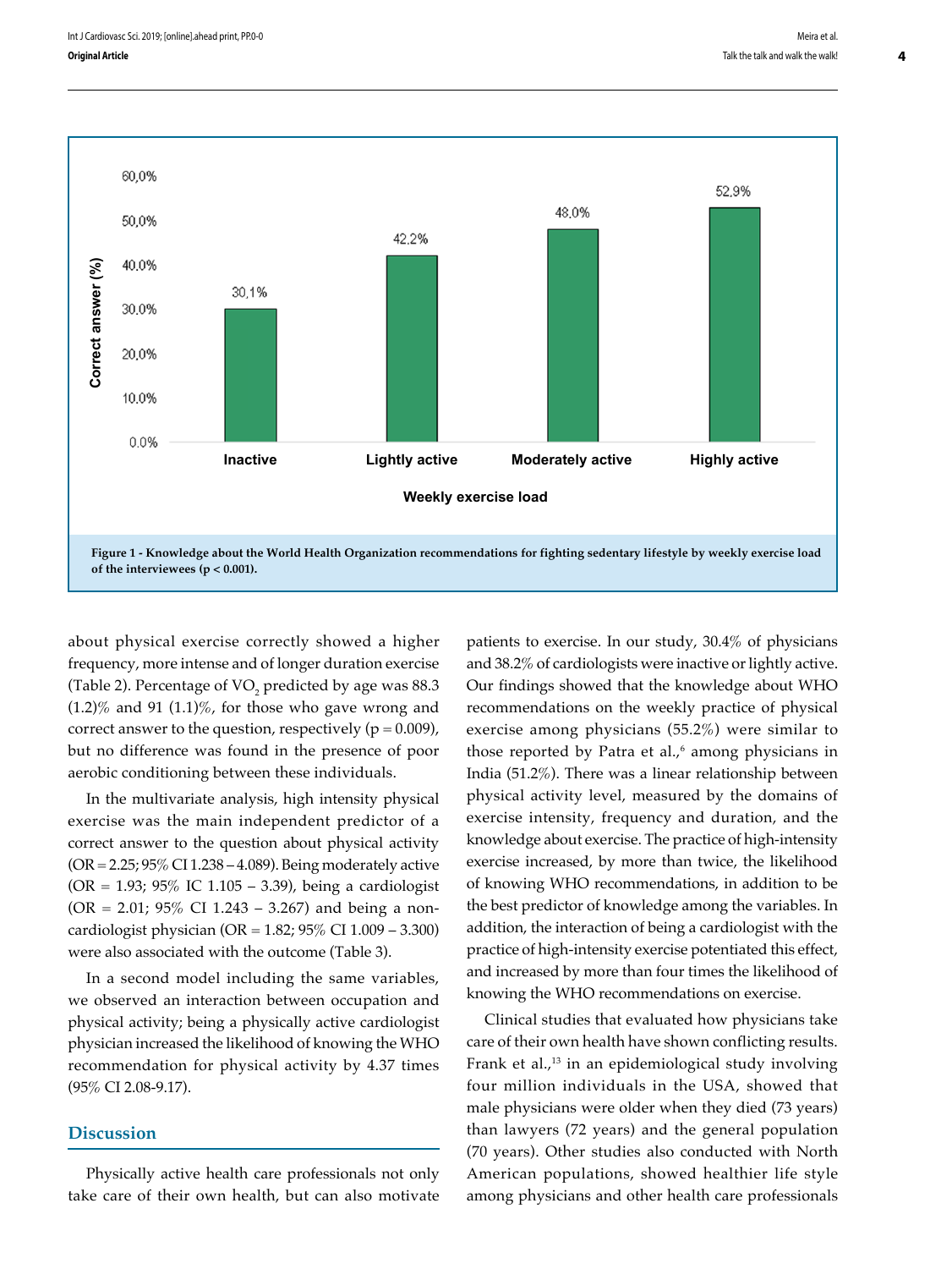Figure 1 - Knowledge about the World Health Organization recommendations for fighting sedentary lifestyle by weekly exercise load of the interviewees ($p < 0.001$).

about physical exercise correctly showed a higher frequency, more intense and of longer duration exercise (Table 2). Percentage of $VO_2$ predicted by age was 88.3 (1.2)% and 91 (1.1)%, for those who gave wrong and correct answer to the question, respectively ($p = 0.009$), but no difference was found in the presence of poor aerobic conditioning between these individuals.

In the multivariate analysis, high intensity physical exercise was the main independent predictor of a correct answer to the question about physical activity (OR = 2.25; 95% CI 1.238 – 4.089). Being moderately active (OR = 1.93; 95% IC 1.105 – 3.39), being a cardiologist (OR = 2.01; 95% CI 1.243 – 3.267) and being a non-cardiologist physician (OR = 1.82; 95% CI 1.009 – 3.300) were also associated with the outcome (Table 3).

In a second model including the same variables, we observed an interaction between occupation and physical activity; being a physically active cardiologist physician increased the likelihood of knowing the WHO recommendation for physical activity by 4.37 times (95% CI 2.08-9.17).

## Discussion

Physically active health care professionals not only take care of their own health, but can also motivate patients to exercise. In our study, 30.4% of physicians and 38.2% of cardiologists were inactive or lightly active. Our findings showed that the knowledge about WHO recommendations on the weekly practice of physical exercise among physicians (55.2%) were similar to those reported by Patra et al.,[6] among physicians in India (51.2%). There was a linear relationship between physical activity level, measured by the domains of exercise intensity, frequency and duration, and the knowledge about exercise. The practice of high-intensity exercise increased, by more than twice, the likelihood of knowing WHO recommendations, in addition to be the best predictor of knowledge among the variables. In addition, the interaction of being a cardiologist with the practice of high-intensity exercise potentiated this effect, and increased by more than four times the likelihood of knowing the WHO recommendations on exercise.

Clinical studies that evaluated how physicians take care of their own health have shown conflicting results. Frank et al.,[13] in an epidemiological study involving four million individuals in the USA, showed that male physicians were older when they died (73 years) than lawyers (72 years) and the general population (70 years). Other studies also conducted with North American populations, showed healthier life style among physicians and other health care professionals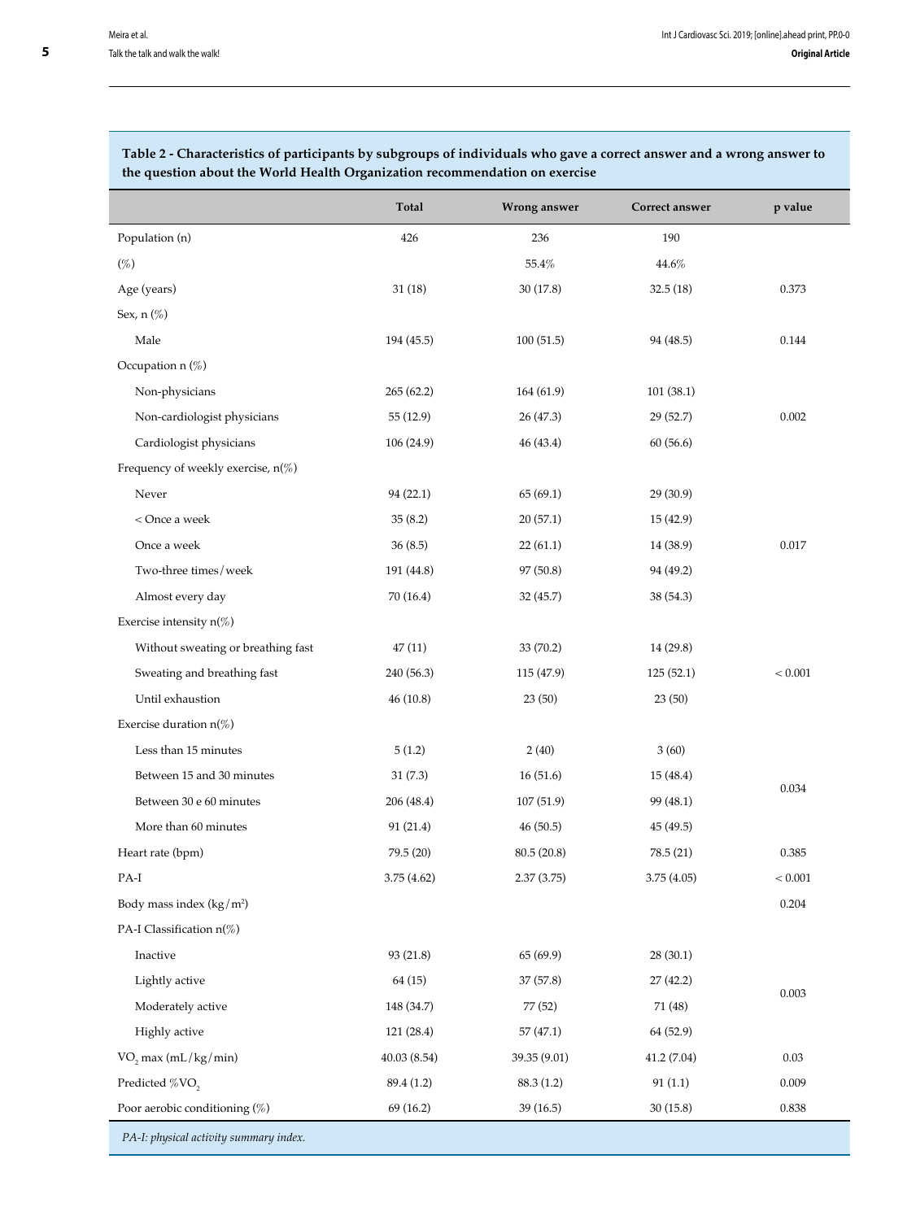**Table 2 - Characteristics of participants by subgroups of individuals who gave a correct answer and a wrong answer to the question about the World Health Organization recommendation on exercise**

| | Total | Wrong answer | Correct answer | p value |
|---|---|---|---|---|
| Population (n) | 426 | 236 | 190 | |
| (%) | | 55.4% | 44.6% | |
| Age (years) | 31 (18) | 30 (17.8) | 32.5 (18) | 0.373 |
| Sex, n (%) | | | | |
| Male | 194 (45.5) | 100 (51.5) | 94 (48.5) | 0.144 |
| Occupation n (%) | | | | |
| Non-physicians | 265 (62.2) | 164 (61.9) | 101 (38.1) | |
| Non-cardiologist physicians | 55 (12.9) | 26 (47.3) | 29 (52.7) | 0.002 |
| Cardiologist physicians | 106 (24.9) | 46 (43.4) | 60 (56.6) | |
| Frequency of weekly exercise, n(%) | | | | |
| Never | 94 (22.1) | 65 (69.1) | 29 (30.9) | |
| < Once a week | 35 (8.2) | 20 (57.1) | 15 (42.9) | |
| Once a week | 36 (8.5) | 22 (61.1) | 14 (38.9) | 0.017 |
| Two-three times/week | 191 (44.8) | 97 (50.8) | 94 (49.2) | |
| Almost every day | 70 (16.4) | 32 (45.7) | 38 (54.3) | |
| Exercise intensity n(%) | | | | |
| Without sweating or breathing fast | 47 (11) | 33 (70.2) | 14 (29.8) | |
| Sweating and breathing fast | 240 (56.3) | 115 (47.9) | 125 (52.1) | < 0.001 |
| Until exhaustion | 46 (10.8) | 23 (50) | 23 (50) | |
| Exercise duration n(%) | | | | |
| Less than 15 minutes | 5 (1.2) | 2 (40) | 3 (60) | |
| Between 15 and 30 minutes | 31 (7.3) | 16 (51.6) | 15 (48.4) | 0.034 |
| Between 30 e 60 minutes | 206 (48.4) | 107 (51.9) | 99 (48.1) | |
| More than 60 minutes | 91 (21.4) | 46 (50.5) | 45 (49.5) | |
| Heart rate (bpm) | 79.5 (20) | 80.5 (20.8) | 78.5 (21) | 0.385 |
| PA-I | 3.75 (4.62) | 2.37 (3.75) | 3.75 (4.05) | < 0.001 |
| Body mass index ($kg/m^2$) | | | | 0.204 |
| PA-I Classification n(%) | | | | |
| Inactive | 93 (21.8) | 65 (69.9) | 28 (30.1) | |
| Lightly active | 64 (15) | 37 (57.8) | 27 (42.2) | 0.003 |
| Moderately active | 148 (34.7) | 77 (52) | 71 (48) | |
| Highly active | 121 (28.4) | 57 (47.1) | 64 (52.9) | |
| $VO_2$ max (mL/kg/min) | 40.03 (8.54) | 39.35 (9.01) | 41.2 (7.04) | 0.03 |
| Predicted %$VO_2$ | 89.4 (1.2) | 88.3 (1.2) | 91 (1.1) | 0.009 |
| Poor aerobic conditioning (%) | 69 (16.2) | 39 (16.5) | 30 (15.8) | 0.838 |

*PA-I: physical activity summary index.*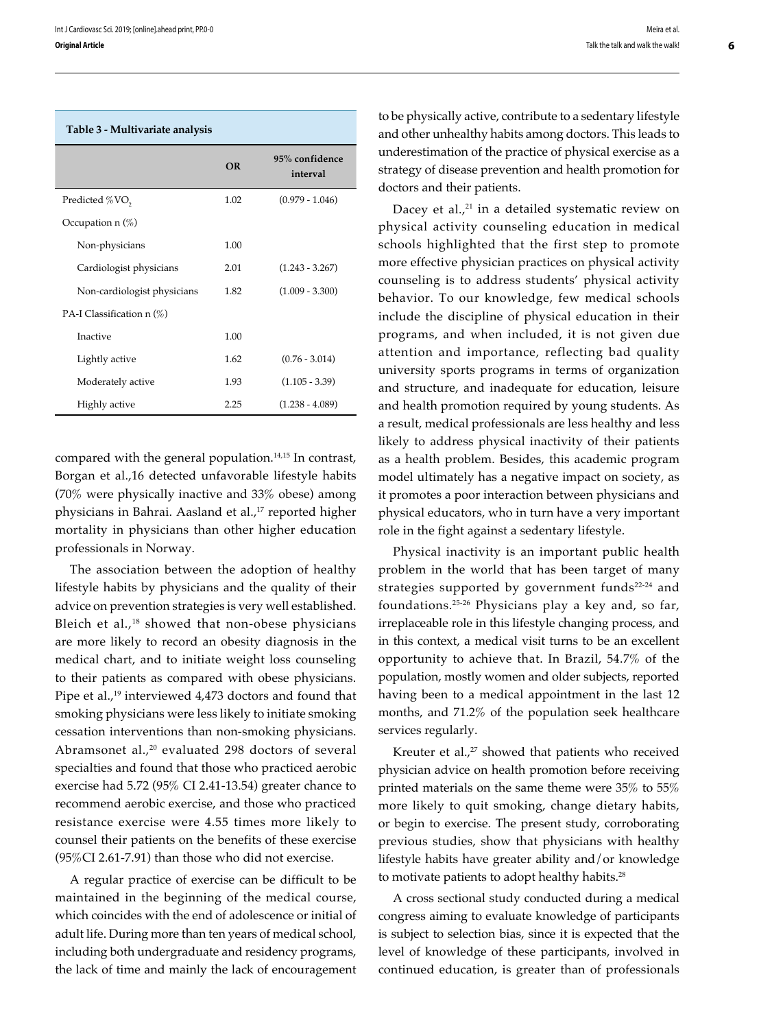**Table 3 - Multivariate analysis**

| | OR | 95% confidence interval |
|---|---|---|
| Predicted $\%VO_2$ | 1.02 | (0.979 - 1.046) |
| Occupation n (%) | | |
| Non-physicians | 1.00 | |
| Cardiologist physicians | 2.01 | (1.243 - 3.267) |
| Non-cardiologist physicians | 1.82 | (1.009 - 3.300) |
| PA-I Classification n (%) | | |
| Inactive | 1.00 | |
| Lightly active | 1.62 | (0.76 - 3.014) |
| Moderately active | 1.93 | (1.105 - 3.39) |
| Highly active | 2.25 | (1.238 - 4.089) |

compared with the general population.[14,15] In contrast, Borgan et al.,16 detected unfavorable lifestyle habits (70% were physically inactive and 33% obese) among physicians in Bahrai. Aasland et al.,[17] reported higher mortality in physicians than other higher education professionals in Norway.

The association between the adoption of healthy lifestyle habits by physicians and the quality of their advice on prevention strategies is very well established. Bleich et al.,[18] showed that non-obese physicians are more likely to record an obesity diagnosis in the medical chart, and to initiate weight loss counseling to their patients as compared with obese physicians. Pipe et al.,[19] interviewed 4,473 doctors and found that smoking physicians were less likely to initiate smoking cessation interventions than non-smoking physicians. Abramsonet al.,[20] evaluated 298 doctors of several specialties and found that those who practiced aerobic exercise had 5.72 (95% CI 2.41-13.54) greater chance to recommend aerobic exercise, and those who practiced resistance exercise were 4.55 times more likely to counsel their patients on the benefits of these exercise (95%CI 2.61-7.91) than those who did not exercise.

A regular practice of exercise can be difficult to be maintained in the beginning of the medical course, which coincides with the end of adolescence or initial of adult life. During more than ten years of medical school, including both undergraduate and residency programs, the lack of time and mainly the lack of encouragement to be physically active, contribute to a sedentary lifestyle and other unhealthy habits among doctors. This leads to underestimation of the practice of physical exercise as a strategy of disease prevention and health promotion for doctors and their patients.

Dacey et al.,[21] in a detailed systematic review on physical activity counseling education in medical schools highlighted that the first step to promote more effective physician practices on physical activity counseling is to address students' physical activity behavior. To our knowledge, few medical schools include the discipline of physical education in their programs, and when included, it is not given due attention and importance, reflecting bad quality university sports programs in terms of organization and structure, and inadequate for education, leisure and health promotion required by young students. As a result, medical professionals are less healthy and less likely to address physical inactivity of their patients as a health problem. Besides, this academic program model ultimately has a negative impact on society, as it promotes a poor interaction between physicians and physical educators, who in turn have a very important role in the fight against a sedentary lifestyle.

Physical inactivity is an important public health problem in the world that has been target of many strategies supported by government funds[22-24] and foundations.[25-26] Physicians play a key and, so far, irreplaceable role in this lifestyle changing process, and in this context, a medical visit turns to be an excellent opportunity to achieve that. In Brazil, 54.7% of the population, mostly women and older subjects, reported having been to a medical appointment in the last 12 months, and 71.2% of the population seek healthcare services regularly.

Kreuter et al.,[27] showed that patients who received physician advice on health promotion before receiving printed materials on the same theme were 35% to 55% more likely to quit smoking, change dietary habits, or begin to exercise. The present study, corroborating previous studies, show that physicians with healthy lifestyle habits have greater ability and/or knowledge to motivate patients to adopt healthy habits.[28]

A cross sectional study conducted during a medical congress aiming to evaluate knowledge of participants is subject to selection bias, since it is expected that the level of knowledge of these participants, involved in continued education, is greater than of professionals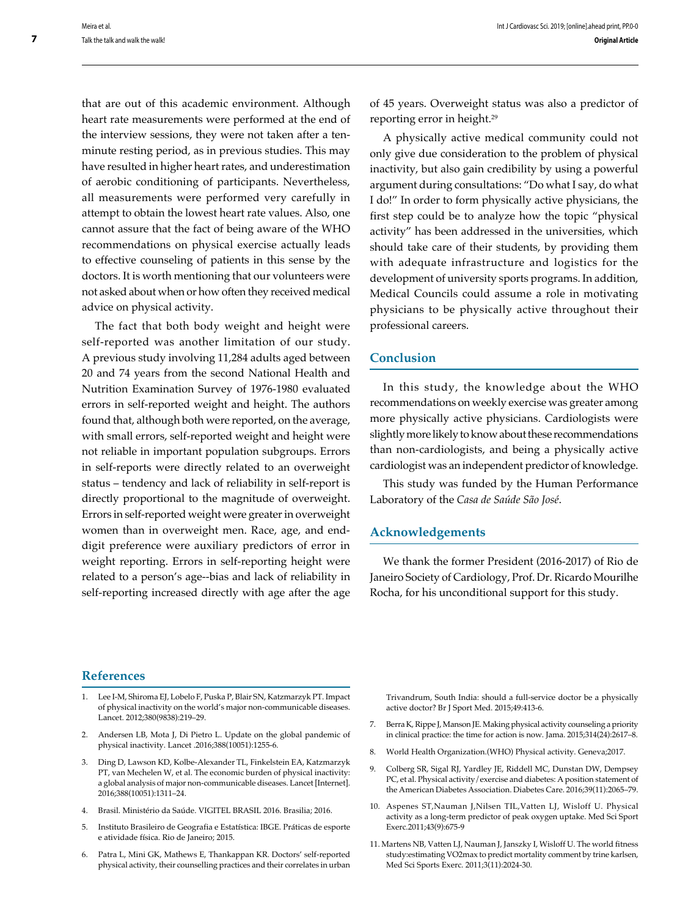that are out of this academic environment. Although heart rate measurements were performed at the end of the interview sessions, they were not taken after a ten-minute resting period, as in previous studies. This may have resulted in higher heart rates, and underestimation of aerobic conditioning of participants. Nevertheless, all measurements were performed very carefully in attempt to obtain the lowest heart rate values. Also, one cannot assure that the fact of being aware of the WHO recommendations on physical exercise actually leads to effective counseling of patients in this sense by the doctors. It is worth mentioning that our volunteers were not asked about when or how often they received medical advice on physical activity.

The fact that both body weight and height were self-reported was another limitation of our study. A previous study involving 11,284 adults aged between 20 and 74 years from the second National Health and Nutrition Examination Survey of 1976-1980 evaluated errors in self-reported weight and height. The authors found that, although both were reported, on the average, with small errors, self-reported weight and height were not reliable in important population subgroups. Errors in self-reports were directly related to an overweight status – tendency and lack of reliability in self-report is directly proportional to the magnitude of overweight. Errors in self-reported weight were greater in overweight women than in overweight men. Race, age, and end-digit preference were auxiliary predictors of error in weight reporting. Errors in self-reporting height were related to a person's age--bias and lack of reliability in self-reporting increased directly with age after the age of 45 years. Overweight status was also a predictor of reporting error in height.[29]

A physically active medical community could not only give due consideration to the problem of physical inactivity, but also gain credibility by using a powerful argument during consultations: "Do what I say, do what I do!" In order to form physically active physicians, the first step could be to analyze how the topic "physical activity" has been addressed in the universities, which should take care of their students, by providing them with adequate infrastructure and logistics for the development of university sports programs. In addition, Medical Councils could assume a role in motivating physicians to be physically active throughout their professional careers.

## Conclusion

In this study, the knowledge about the WHO recommendations on weekly exercise was greater among more physically active physicians. Cardiologists were slightly more likely to know about these recommendations than non-cardiologists, and being a physically active cardiologist was an independent predictor of knowledge.

This study was funded by the Human Performance Laboratory of the *Casa de Saúde São José*.

## Acknowledgements

We thank the former President (2016-2017) of Rio de Janeiro Society of Cardiology, Prof. Dr. Ricardo Mourilhe Rocha, for his unconditional support for this study.

## References

1. Lee I-M, Shiroma EJ, Lobelo F, Puska P, Blair SN, Katzmarzyk PT. Impact of physical inactivity on the world's major non-communicable diseases. Lancet. 2012;380(9838):219–29.
2. Andersen LB, Mota J, Di Pietro L. Update on the global pandemic of physical inactivity. Lancet .2016;388(10051):1255-6.
3. Ding D, Lawson KD, Kolbe-Alexander TL, Finkelstein EA, Katzmarzyk PT, van Mechelen W, et al. The economic burden of physical inactivity: a global analysis of major non-communicable diseases. Lancet [Internet]. 2016;388(10051):1311–24.
4. Brasil. Ministério da Saúde. VIGITEL BRASIL 2016. Brasilia; 2016.
5. Instituto Brasileiro de Geografia e Estatística: IBGE. Práticas de esporte e atividade física. Rio de Janeiro; 2015.
6. Patra L, Mini GK, Mathews E, Thankappan KR. Doctors' self-reported physical activity, their counselling practices and their correlates in urban Trivandrum, South India: should a full-service doctor be a physically active doctor? Br J Sport Med. 2015;49:413-6.
7. Berra K, Rippe J, Manson JE. Making physical activity counseling a priority in clinical practice: the time for action is now. Jama. 2015;314(24):2617–8.
8. World Health Organization.(WHO) Physical activity. Geneva;2017.
9. Colberg SR, Sigal RJ, Yardley JE, Riddell MC, Dunstan DW, Dempsey PC, et al. Physical activity/exercise and diabetes: A position statement of the American Diabetes Association. Diabetes Care. 2016;39(11):2065–79.
10. Aspenes ST,Nauman J,Nilsen TIL,Vatten LJ, Wisloff U. Physical activity as a long-term predictor of peak oxygen uptake. Med Sci Sport Exerc.2011;43(9):675-9
11. Martens NB, Vatten LJ, Nauman J, Janszky I, Wisloff U. The world fitness study:estimating VO2max to predict mortality comment by trine karlsen, Med Sci Sports Exerc. 2011;3(11):2024-30.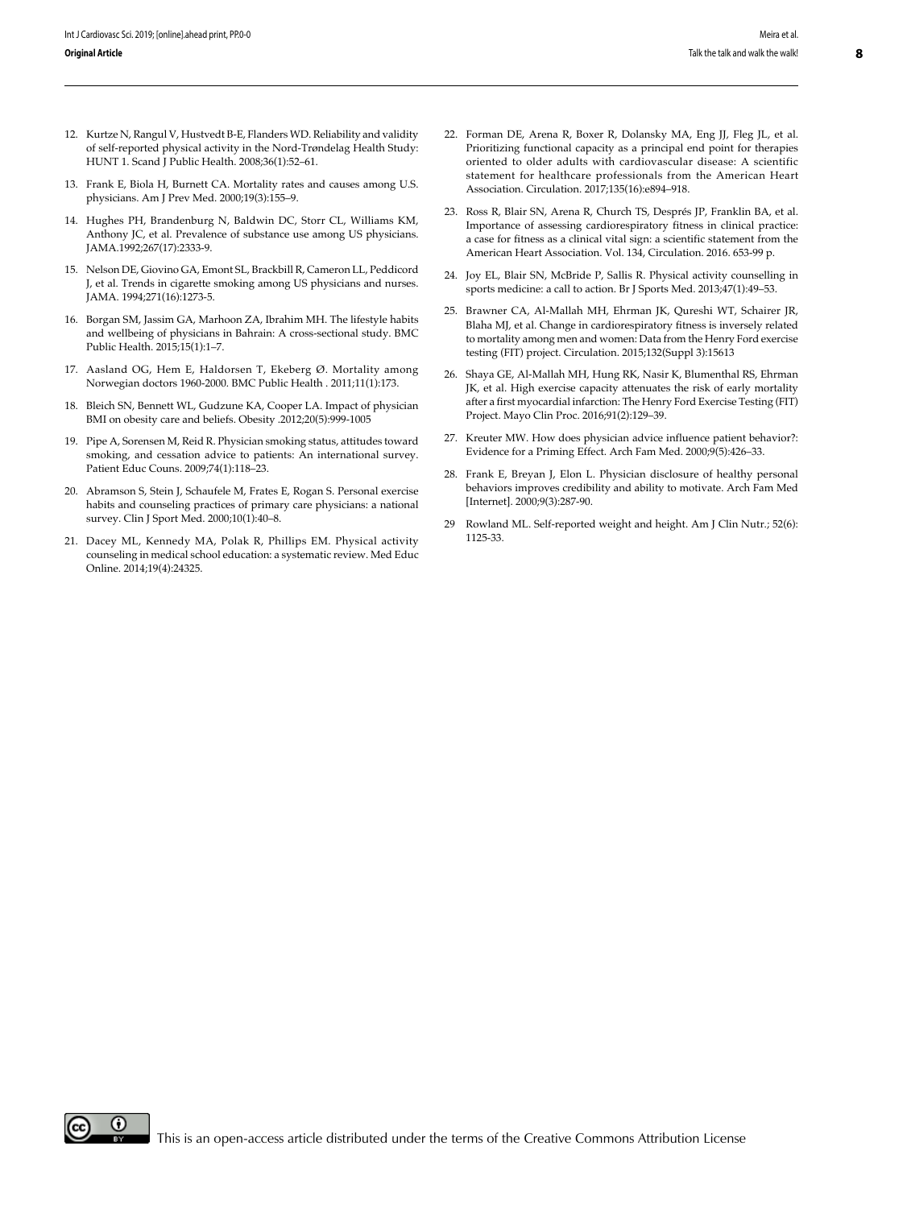12. Kurtze N, Rangul V, Hustvedt B-E, Flanders WD. Reliability and validity of self-reported physical activity in the Nord-Trøndelag Health Study: HUNT 1. Scand J Public Health. 2008;36(1):52–61.

13. Frank E, Biola H, Burnett CA. Mortality rates and causes among U.S. physicians. Am J Prev Med. 2000;19(3):155–9.

14. Hughes PH, Brandenburg N, Baldwin DC, Storr CL, Williams KM, Anthony JC, et al. Prevalence of substance use among US physicians. JAMA.1992;267(17):2333-9.

15. Nelson DE, Giovino GA, Emont SL, Brackbill R, Cameron LL, Peddicord J, et al. Trends in cigarette smoking among US physicians and nurses. JAMA. 1994;271(16):1273-5.

16. Borgan SM, Jassim GA, Marhoon ZA, Ibrahim MH. The lifestyle habits and wellbeing of physicians in Bahrain: A cross-sectional study. BMC Public Health. 2015;15(1):1–7.

17. Aasland OG, Hem E, Haldorsen T, Ekeberg Ø. Mortality among Norwegian doctors 1960-2000. BMC Public Health . 2011;11(1):173.

18. Bleich SN, Bennett WL, Gudzune KA, Cooper LA. Impact of physician BMI on obesity care and beliefs. Obesity .2012;20(5):999-1005

19. Pipe A, Sorensen M, Reid R. Physician smoking status, attitudes toward smoking, and cessation advice to patients: An international survey. Patient Educ Couns. 2009;74(1):118–23.

20. Abramson S, Stein J, Schaufele M, Frates E, Rogan S. Personal exercise habits and counseling practices of primary care physicians: a national survey. Clin J Sport Med. 2000;10(1):40–8.

21. Dacey ML, Kennedy MA, Polak R, Phillips EM. Physical activity counseling in medical school education: a systematic review. Med Educ Online. 2014;19(4):24325.

22. Forman DE, Arena R, Boxer R, Dolansky MA, Eng JJ, Fleg JL, et al. Prioritizing functional capacity as a principal end point for therapies oriented to older adults with cardiovascular disease: A scientific statement for healthcare professionals from the American Heart Association. Circulation. 2017;135(16):e894–918.

23. Ross R, Blair SN, Arena R, Church TS, Després JP, Franklin BA, et al. Importance of assessing cardiorespiratory fitness in clinical practice: a case for fitness as a clinical vital sign: a scientific statement from the American Heart Association. Vol. 134, Circulation. 2016. 653-99 p.

24. Joy EL, Blair SN, McBride P, Sallis R. Physical activity counselling in sports medicine: a call to action. Br J Sports Med. 2013;47(1):49–53.

25. Brawner CA, Al-Mallah MH, Ehrman JK, Qureshi WT, Schairer JR, Blaha MJ, et al. Change in cardiorespiratory fitness is inversely related to mortality among men and women: Data from the Henry Ford exercise testing (FIT) project. Circulation. 2015;132(Suppl 3):15613

26. Shaya GE, Al-Mallah MH, Hung RK, Nasir K, Blumenthal RS, Ehrman JK, et al. High exercise capacity attenuates the risk of early mortality after a first myocardial infarction: The Henry Ford Exercise Testing (FIT) Project. Mayo Clin Proc. 2016;91(2):129–39.

27. Kreuter MW. How does physician advice influence patient behavior?: Evidence for a Priming Effect. Arch Fam Med. 2000;9(5):426–33.

28. Frank E, Breyan J, Elon L. Physician disclosure of healthy personal behaviors improves credibility and ability to motivate. Arch Fam Med [Internet]. 2000;9(3):287-90.

29 Rowland ML. Self-reported weight and height. Am J Clin Nutr.; 52(6): 1125-33.

This is an open-access article distributed under the terms of the Creative Commons Attribution License